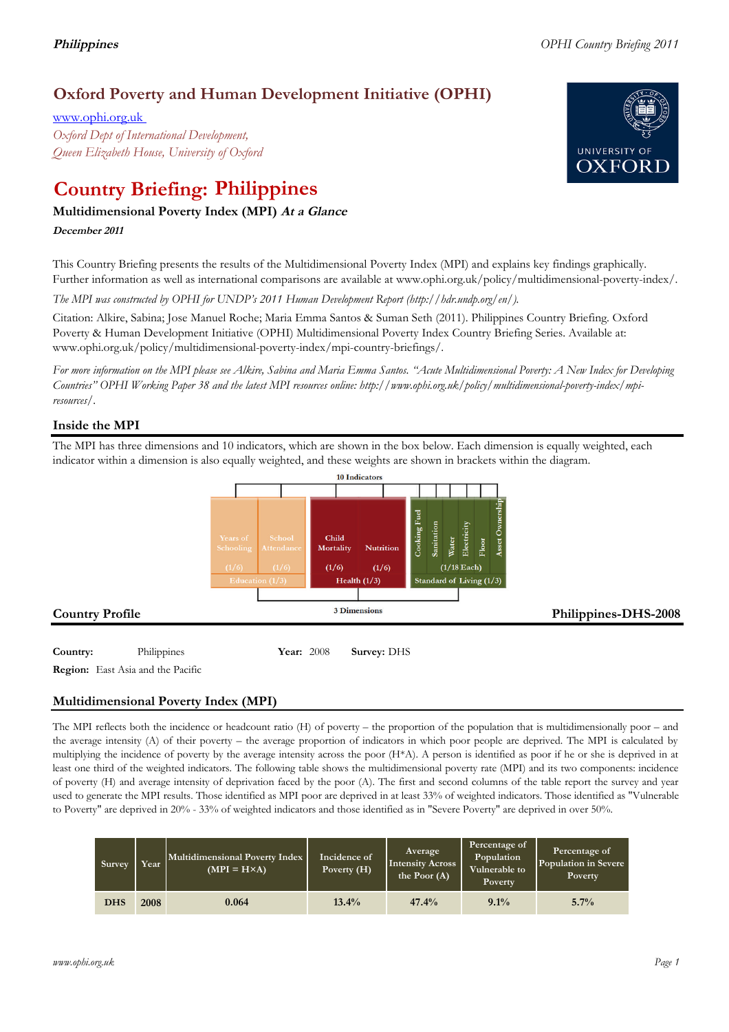# Oxford Poverty and Human Development Initiative (OPHI)

www.ophi.org.uk

*Oxford Dept of International Development, Queen Elizabeth House, University of Oxford*

# Country Briefing: Philippines

### Multidimensional Poverty Index (MPI) *At a Glance*

***December 2011***

This Country Briefing presents the results of the Multidimensional Poverty Index (MPI) and explains key findings graphically. Further information as well as international comparisons are available at www.ophi.org.uk/policy/multidimensional-poverty-index/.

*The MPI was constructed by OPHI for UNDP's 2011 Human Development Report (http://hdr.undp.org/en/).*

Citation: Alkire, Sabina; Jose Manuel Roche; Maria Emma Santos & Suman Seth (2011). Philippines Country Briefing. Oxford Poverty & Human Development Initiative (OPHI) Multidimensional Poverty Index Country Briefing Series. Available at: www.ophi.org.uk/policy/multidimensional-poverty-index/mpi-country-briefings/.

*For more information on the MPI please see Alkire, Sabina and Maria Emma Santos. "Acute Multidimensional Poverty: A New Index for Developing Countries" OPHI Working Paper 38 and the latest MPI resources online: http://www.ophi.org.uk/policy/multidimensional-poverty-index/mpi-resources/.*

## Inside the MPI

The MPI has three dimensions and 10 indicators, which are shown in the box below. Each dimension is equally weighted, each indicator within a dimension is also equally weighted, and these weights are shown in brackets within the diagram.

10 Indicators

| Years of Schooling (1/6) | School Attendance (1/6) | Child Mortality (1/6) | Nutrition (1/6) | Cooking Fuel | Sanitation | Water | Electricity | Floor | Asset Ownership |
|---|---|---|---|---|---|---|---|---|---|
| Education (1/3) | | Health (1/3) | | Standard of Living (1/3) (1/18 Each) | | | | | |

3 Dimensions

## Country Profile

**Philippines-DHS-2008**

**Country:** Philippines **Year:** 2008 **Survey:** DHS

**Region:** East Asia and the Pacific

## Multidimensional Poverty Index (MPI)

The MPI reflects both the incidence or headcount ratio (H) of poverty – the proportion of the population that is multidimensionally poor – and the average intensity (A) of their poverty – the average proportion of indicators in which poor people are deprived. The MPI is calculated by multiplying the incidence of poverty by the average intensity across the poor (H*A). A person is identified as poor if he or she is deprived in at least one third of the weighted indicators. The following table shows the multidimensional poverty rate (MPI) and its two components: incidence of poverty (H) and average intensity of deprivation faced by the poor (A). The first and second columns of the table report the survey and year used to generate the MPI results. Those identified as MPI poor are deprived in at least 33% of weighted indicators. Those identified as "Vulnerable to Poverty" are deprived in 20% - 33% of weighted indicators and those identified as in "Severe Poverty" are deprived in over 50%.

| Survey | Year | Multidimensional Poverty Index (MPI = H×A) | Incidence of Poverty (H) | Average Intensity Across the Poor (A) | Percentage of Population Vulnerable to Poverty | Percentage of Population in Severe Poverty |
|---|---|---|---|---|---|---|
| DHS | 2008 | 0.064 | 13.4% | 47.4% | 9.1% | 5.7% |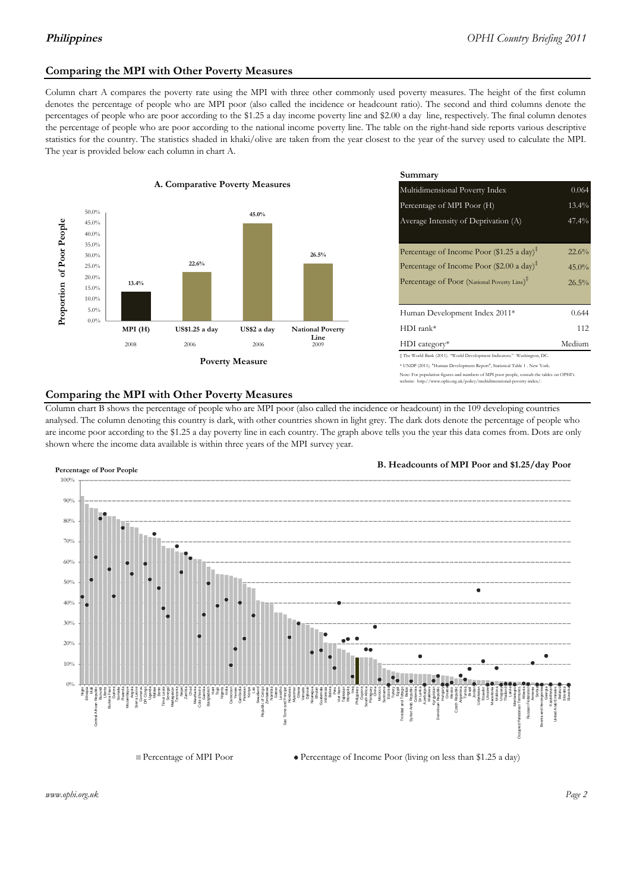## Comparing the MPI with Other Poverty Measures

Column chart A compares the poverty rate using the MPI with three other commonly used poverty measures. The height of the first column denotes the percentage of people who are MPI poor (also called the incidence or headcount ratio). The second and third columns denote the percentages of people who are poor according to the $1.25 a day income poverty line and $2.00 a day line, respectively. The final column denotes the percentage of people who are poor according to the national income poverty line. The table on the right-hand side reports various descriptive statistics for the country. The statistics shaded in khaki/olive are taken from the year closest to the year of the survey used to calculate the MPI. The year is provided below each column in chart A.

**A. Comparative Poverty Measures**

| Poverty Measure | Proportion of Poor People | Year |
|---|---|---|
| MPI (H) | 13.4% | 2008 |
| US$1.25 a day | 22.6% | 2006 |
| US$2 a day | 45.0% | 2006 |
| National Poverty Line | 26.5% | 2009 |

**Summary**

| | |
|---|---|
| Multidimensional Poverty Index | 0.064 |
| Percentage of MPI Poor (H) | 13.4% |
| Average Intensity of Deprivation (A) | 47.4% |
| Percentage of Income Poor ($1.25 a day)‡ | 22.6% |
| Percentage of Income Poor ($2.00 a day)‡ | 45.0% |
| Percentage of Poor (National Poverty Line)‡ | 26.5% |
| Human Development Index 2011* | 0.644 |
| HDI rank* | 112 |
| HDI category* | Medium |

‡ The World Bank (2011). "World Development Indicators." Washington, DC.

* UNDP (2011). "Human Development Report", Statistical Table 1 . New York.

Note: For population figures and numbers of MPI poor people, consult the tables on OPHI's website: http://www.ophi.org.uk/policy/multidimensional-poverty-index/.

## Comparing the MPI with Other Poverty Measures

Column chart B shows the percentage of people who are MPI poor (also called the incidence or headcount) in the 109 developing countries analysed. The column denoting this country is dark, with other countries shown in light grey. The dark dots denote the percentage of people who are income poor according to the $1.25 a day poverty line in each country. The graph above tells you the year this data comes from. Dots are only shown where the income data available is within three years of the MPI survey year.

**B. Headcounts of MPI Poor and $1.25/day Poor**

Percentage of Poor People

■ Percentage of MPI Poor ● Percentage of Income Poor (living on less than $1.25 a day)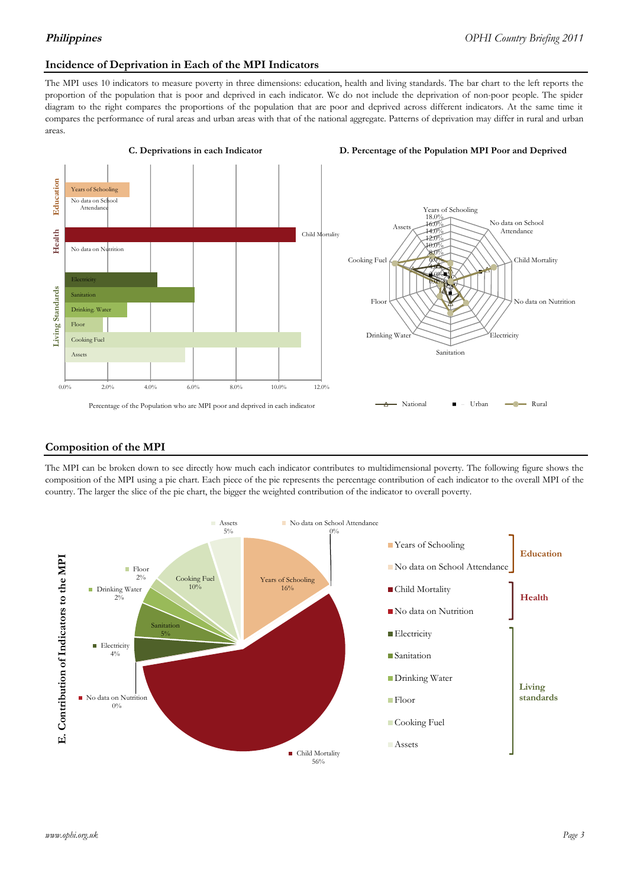## Incidence of Deprivation in Each of the MPI Indicators

The MPI uses 10 indicators to measure poverty in three dimensions: education, health and living standards. The bar chart to the left reports the proportion of the population that is poor and deprived in each indicator. We do not include the deprivation of non-poor people. The spider diagram to the right compares the proportions of the population that are poor and deprived across different indicators. At the same time it compares the performance of rural areas and urban areas with that of the national aggregate. Patterns of deprivation may differ in rural and urban areas.

**C. Deprivations in each Indicator**

Percentage of the Population who are MPI poor and deprived in each indicator

**D. Percentage of the Population MPI Poor and Deprived**

## Composition of the MPI

The MPI can be broken down to see directly how much each indicator contributes to multidimensional poverty. The following figure shows the composition of the MPI using a pie chart. Each piece of the pie represents the percentage contribution of each indicator to the overall MPI of the country. The larger the slice of the pie chart, the bigger the weighted contribution of the indicator to overall poverty.

**E. Contribution of Indicators to the MPI**

| Dimension | Indicator | Contribution |
| --- | --- | --- |
| Education | Years of Schooling | 16% |
| Education | No data on School Attendance | 0% |
| Health | Child Mortality | 56% |
| Health | No data on Nutrition | 0% |
| Living standards | Electricity | 4% |
| Living standards | Sanitation | 5% |
| Living standards | Drinking Water | 2% |
| Living standards | Floor | 2% |
| Living standards | Cooking Fuel | 10% |
| Living standards | Assets | 5% |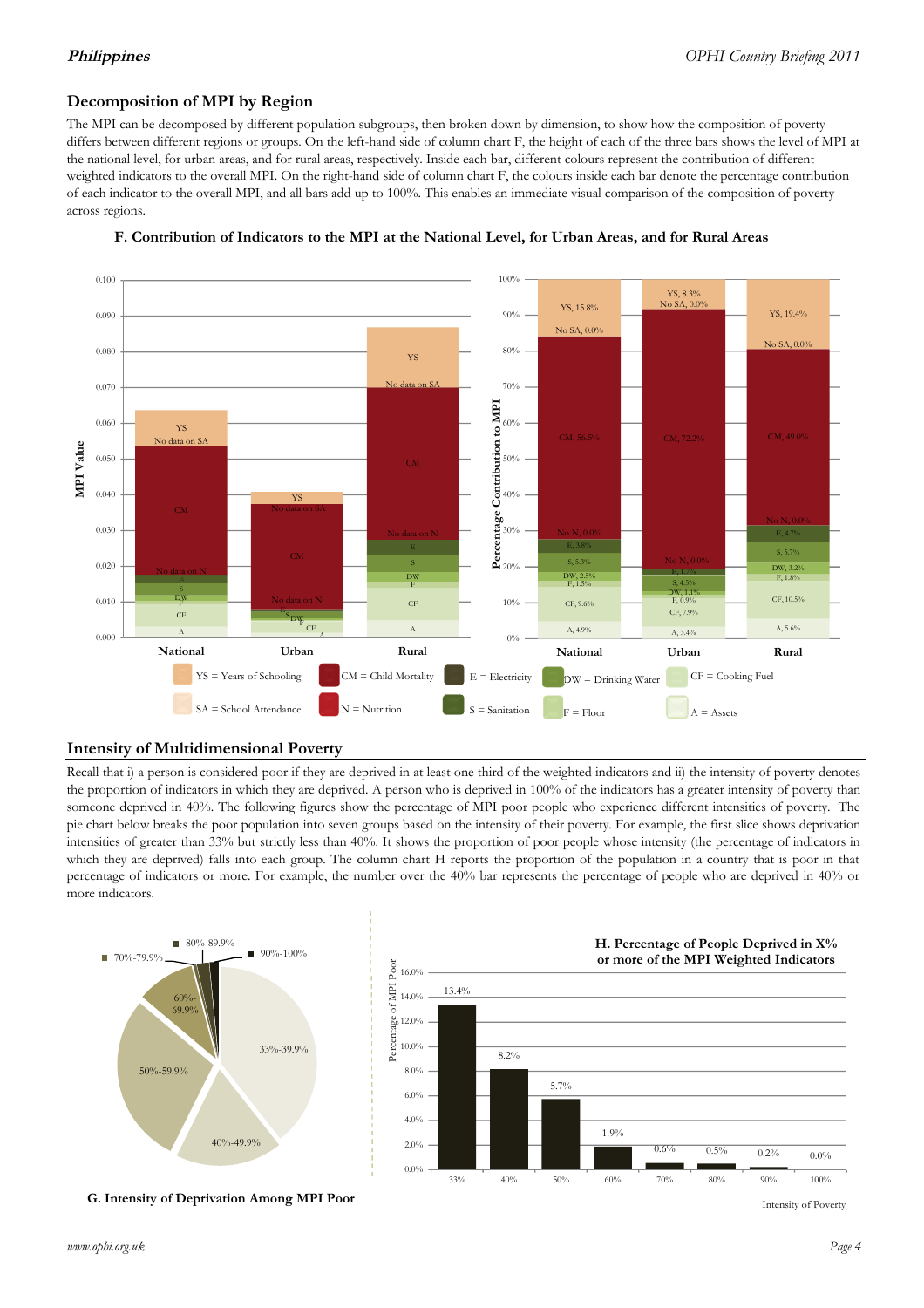## Decomposition of MPI by Region

The MPI can be decomposed by different population subgroups, then broken down by dimension, to show how the composition of poverty differs between different regions or groups. On the left-hand side of column chart F, the height of each of the three bars shows the level of MPI at the national level, for urban areas, and for rural areas, respectively. Inside each bar, different colours represent the contribution of different weighted indicators to the overall MPI. On the right-hand side of column chart F, the colours inside each bar denote the percentage contribution of each indicator to the overall MPI, and all bars add up to 100%. This enables an immediate visual comparison of the composition of poverty across regions.

**F. Contribution of Indicators to the MPI at the National Level, for Urban Areas, and for Rural Areas**

| Indicator | National | Urban | Rural |
|---|---|---|---|
| YS | 15.8% | 8.3% | 19.4% |
| SA | No SA, 0.0% | No SA, 0.0% | No SA, 0.0% |
| CM | 56.5% | 72.2% | 49.0% |
| N | No N, 0.0% | No N, 0.0% | No N, 0.0% |
| E | 3.8% | 1.7% | 4.7% |
| S | 5.3% | 4.5% | 5.7% |
| DW | 2.5% | 1.1% | 3.2% |
| F | 1.5% | 0.9% | 1.8% |
| CF | 9.6% | 7.9% | 10.5% |
| A | 4.9% | 3.4% | 5.6% |

YS = Years of Schooling; CM = Child Mortality; E = Electricity; DW = Drinking Water; CF = Cooking Fuel; SA = School Attendance; N = Nutrition; S = Sanitation; F = Floor; A = Assets

## Intensity of Multidimensional Poverty

Recall that i) a person is considered poor if they are deprived in at least one third of the weighted indicators and ii) the intensity of poverty denotes the proportion of indicators in which they are deprived. A person who is deprived in 100% of the indicators has a greater intensity of poverty than someone deprived in 40%. The following figures show the percentage of MPI poor people who experience different intensities of poverty. The pie chart below breaks the poor population into seven groups based on the intensity of their poverty. For example, the first slice shows deprivation intensities of greater than 33% but strictly less than 40%. It shows the proportion of poor people whose intensity (the percentage of indicators in which they are deprived) falls into each group. The column chart H reports the proportion of the population in a country that is poor in that percentage of indicators or more. For example, the number over the 40% bar represents the percentage of people who are deprived in 40% or more indicators.

**G. Intensity of Deprivation Among MPI Poor**

Categories: 33%-39.9%, 40%-49.9%, 50%-59.9%, 60%-69.9%, 70%-79.9%, 80%-89.9%, 90%-100%

**H. Percentage of People Deprived in X% or more of the MPI Weighted Indicators**

| Intensity of Poverty | Percentage of MPI Poor |
|---|---|
| 33% | 13.4% |
| 40% | 8.2% |
| 50% | 5.7% |
| 60% | 1.9% |
| 70% | 0.6% |
| 80% | 0.5% |
| 90% | 0.2% |
| 100% | 0.0% |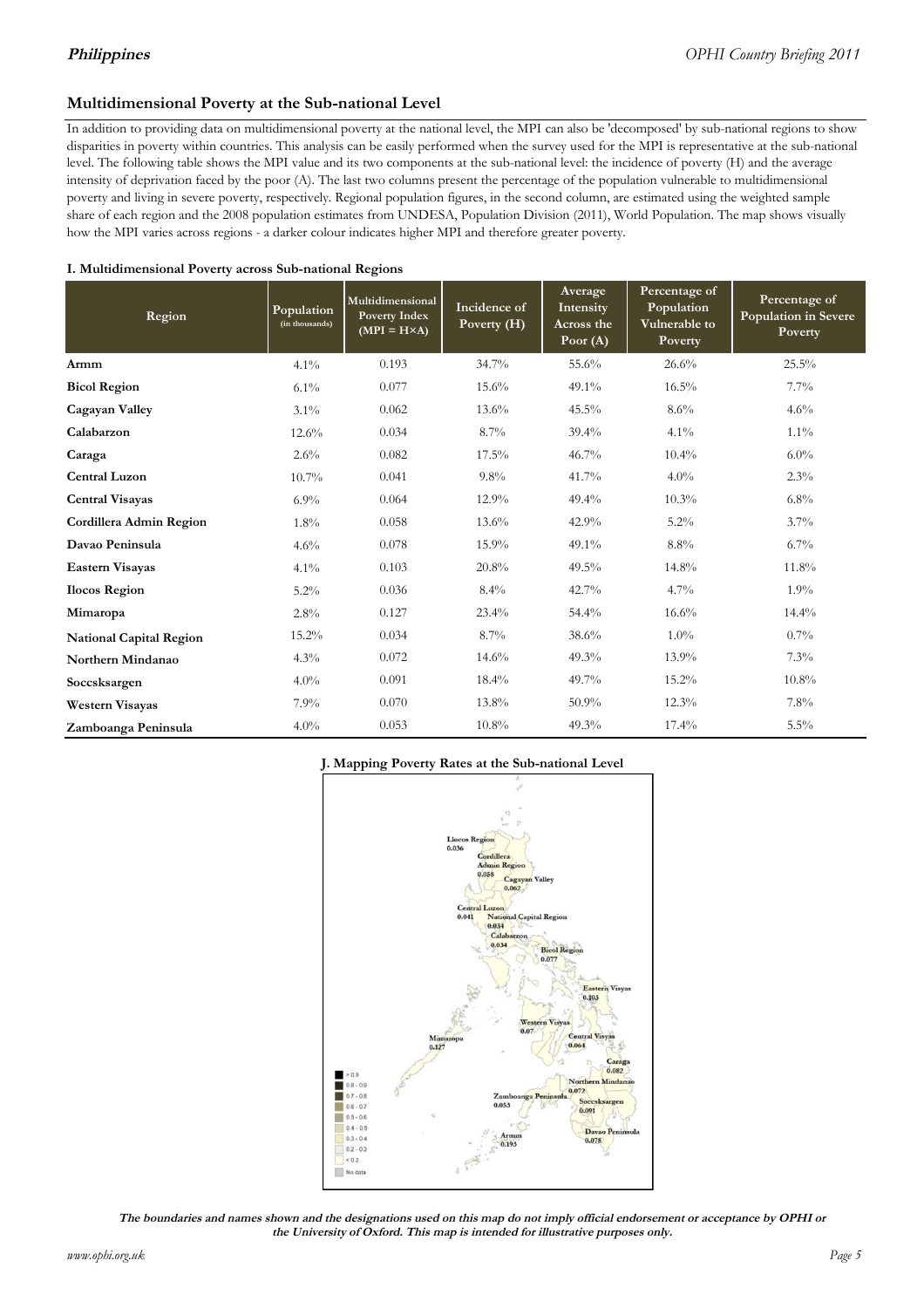## Multidimensional Poverty at the Sub-national Level

In addition to providing data on multidimensional poverty at the national level, the MPI can also be 'decomposed' by sub-national regions to show disparities in poverty within countries. This analysis can be easily performed when the survey used for the MPI is representative at the sub-national level. The following table shows the MPI value and its two components at the sub-national level: the incidence of poverty (H) and the average intensity of deprivation faced by the poor (A). The last two columns present the percentage of the population vulnerable to multidimensional poverty and living in severe poverty, respectively. Regional population figures, in the second column, are estimated using the weighted sample share of each region and the 2008 population estimates from UNDESA, Population Division (2011), World Population. The map shows visually how the MPI varies across regions - a darker colour indicates higher MPI and therefore greater poverty.

**I. Multidimensional Poverty across Sub-national Regions**

| Region | Population (in thousands) | Multidimensional Poverty Index (MPI = H×A) | Incidence of Poverty (H) | Average Intensity Across the Poor (A) | Percentage of Population Vulnerable to Poverty | Percentage of Population in Severe Poverty |
|---|---|---|---|---|---|---|
| **Armm** | 4.1% | 0.193 | 34.7% | 55.6% | 26.6% | 25.5% |
| **Bicol Region** | 6.1% | 0.077 | 15.6% | 49.1% | 16.5% | 7.7% |
| **Cagayan Valley** | 3.1% | 0.062 | 13.6% | 45.5% | 8.6% | 4.6% |
| **Calabarzon** | 12.6% | 0.034 | 8.7% | 39.4% | 4.1% | 1.1% |
| **Caraga** | 2.6% | 0.082 | 17.5% | 46.7% | 10.4% | 6.0% |
| **Central Luzon** | 10.7% | 0.041 | 9.8% | 41.7% | 4.0% | 2.3% |
| **Central Visayas** | 6.9% | 0.064 | 12.9% | 49.4% | 10.3% | 6.8% |
| **Cordillera Admin Region** | 1.8% | 0.058 | 13.6% | 42.9% | 5.2% | 3.7% |
| **Davao Peninsula** | 4.6% | 0.078 | 15.9% | 49.1% | 8.8% | 6.7% |
| **Eastern Visayas** | 4.1% | 0.103 | 20.8% | 49.5% | 14.8% | 11.8% |
| **Ilocos Region** | 5.2% | 0.036 | 8.4% | 42.7% | 4.7% | 1.9% |
| **Mimaropa** | 2.8% | 0.127 | 23.4% | 54.4% | 16.6% | 14.4% |
| **National Capital Region** | 15.2% | 0.034 | 8.7% | 38.6% | 1.0% | 0.7% |
| **Northern Mindanao** | 4.3% | 0.072 | 14.6% | 49.3% | 13.9% | 7.3% |
| **Soccsksargen** | 4.0% | 0.091 | 18.4% | 49.7% | 15.2% | 10.8% |
| **Western Visayas** | 7.9% | 0.070 | 13.8% | 50.9% | 12.3% | 7.8% |
| **Zamboanga Peninsula** | 4.0% | 0.053 | 10.8% | 49.3% | 17.4% | 5.5% |

**J. Mapping Poverty Rates at the Sub-national Level**

Llocos Region 0.036
Cordillera Admin Region 0.058
Cagayan Valley 0.062
Central Luzon 0.041
National Capital Region 0.034
Calabarzon 0.034
Bicol Region 0.077
Eastern Visyas 0.103
Western Visyas 0.07
Central Visyas 0.064
Mimaropa 0.127
Caraga 0.082
Northern Mindanao 0.072
Zamboanga Peninsula 0.053
Soccsksargen 0.091
Davao Peninsula 0.078
Armm 0.193

> 0.9
0.8 - 0.9
0.7 - 0.8
0.6 - 0.7
0.5 - 0.6
0.4 - 0.5
0.3 - 0.4
0.2 - 0.3
< 0.2
No data

***The boundaries and names shown and the designations used on this map do not imply official endorsement or acceptance by OPHI or the University of Oxford. This map is intended for illustrative purposes only.***